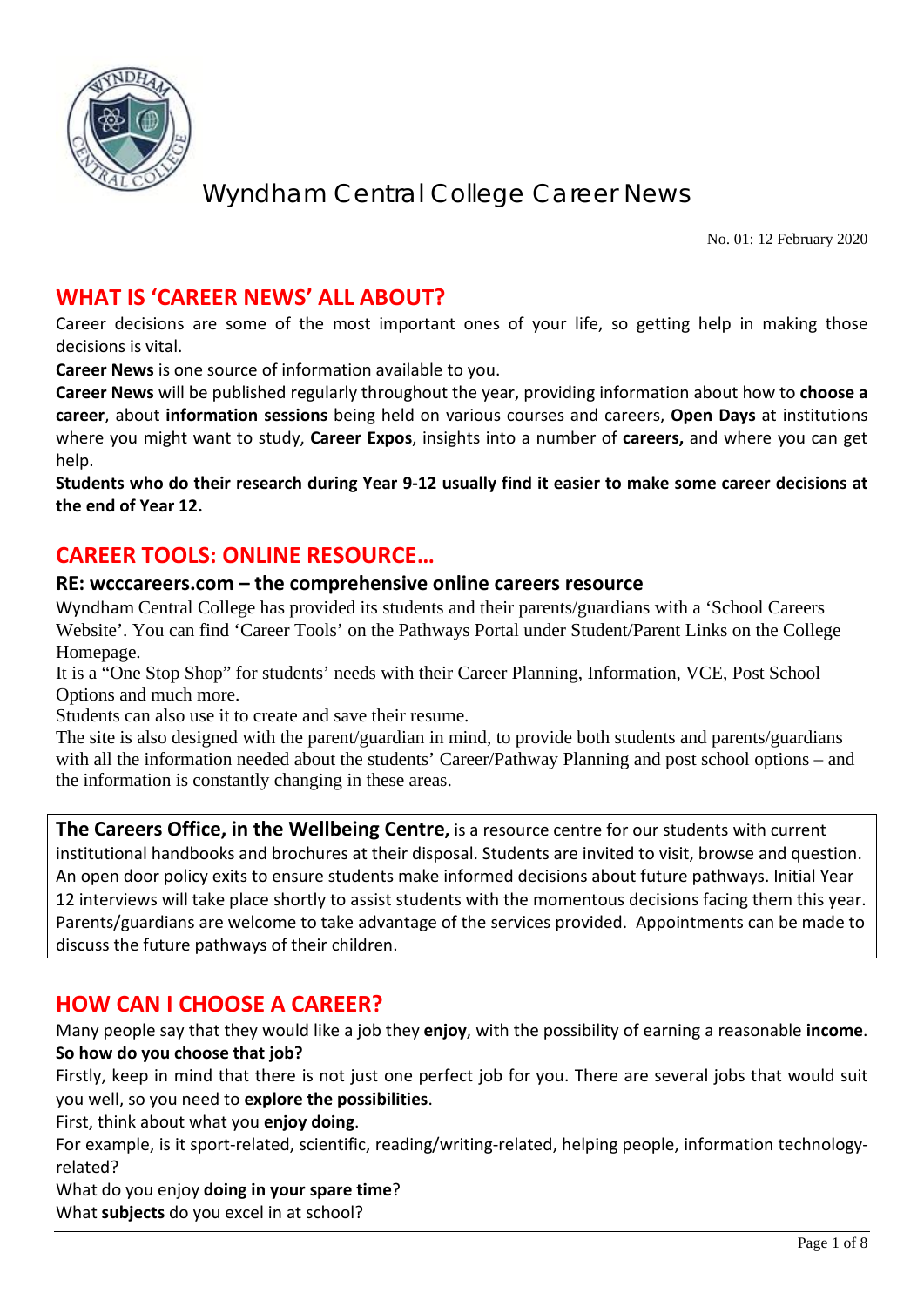# Wyndham Central College Career News

No. 01: 12 February 2020

## WHAT IS 'CAREER NEWS' ALL ABOUT?

Career decisions are some of the most important ones of your life, so getting help in making those decisions is vital.

**Career News** is one source of information available to you.

**Career News** will be published regularly throughout the year, providing information about how to **choose a career**, about **information sessions** being held on various courses and careers, **Open Days** at institutions where you might want to study, **Career Expos**, insights into a number of **careers,** and where you can get help.

**Students who do their research during Year 9-12 usually find it easier to make some career decisions at the end of Year 12.**

## CAREER TOOLS: ONLINE RESOURCE…

### RE: wcccareers.com – the comprehensive online careers resource

Wyndham Central College has provided its students and their parents/guardians with a 'School Careers Website'. You can find 'Career Tools' on the Pathways Portal under Student/Parent Links on the College Homepage.

It is a "One Stop Shop" for students' needs with their Career Planning, Information, VCE, Post School Options and much more.

Students can also use it to create and save their resume.

The site is also designed with the parent/guardian in mind, to provide both students and parents/guardians with all the information needed about the students' Career/Pathway Planning and post school options – and the information is constantly changing in these areas.

**The Careers Office, in the Wellbeing Centre,** is a resource centre for our students with current institutional handbooks and brochures at their disposal. Students are invited to visit, browse and question. An open door policy exits to ensure students make informed decisions about future pathways. Initial Year 12 interviews will take place shortly to assist students with the momentous decisions facing them this year. Parents/guardians are welcome to take advantage of the services provided. Appointments can be made to discuss the future pathways of their children.

## HOW CAN I CHOOSE A CAREER?

Many people say that they would like a job they **enjoy**, with the possibility of earning a reasonable **income**.

**So how do you choose that job?**

Firstly, keep in mind that there is not just one perfect job for you. There are several jobs that would suit you well, so you need to **explore the possibilities**.

First, think about what you **enjoy doing**.

For example, is it sport-related, scientific, reading/writing-related, helping people, information technology-related?

What do you enjoy **doing in your spare time**?

What **subjects** do you excel in at school?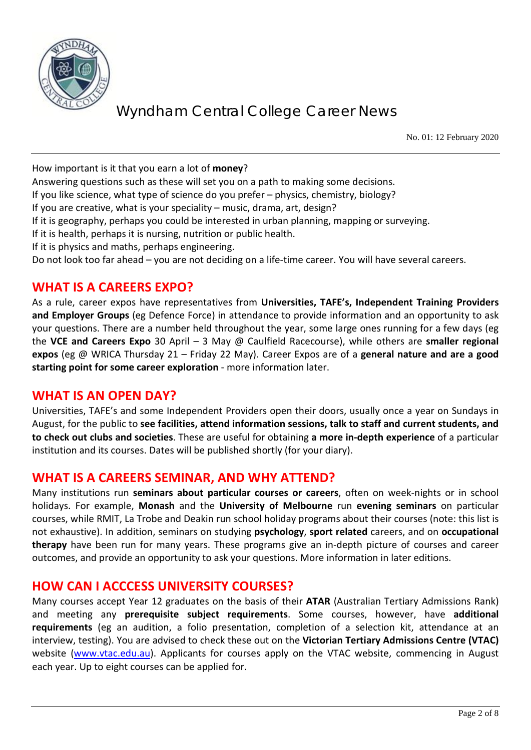How important is it that you earn a lot of **money**?
Answering questions such as these will set you on a path to making some decisions.
If you like science, what type of science do you prefer – physics, chemistry, biology?
If you are creative, what is your speciality – music, drama, art, design?
If it is geography, perhaps you could be interested in urban planning, mapping or surveying.
If it is health, perhaps it is nursing, nutrition or public health.
If it is physics and maths, perhaps engineering.
Do not look too far ahead – you are not deciding on a life-time career. You will have several careers.

## WHAT IS A CAREERS EXPO?

As a rule, career expos have representatives from **Universities, TAFE's, Independent Training Providers and Employer Groups** (eg Defence Force) in attendance to provide information and an opportunity to ask your questions. There are a number held throughout the year, some large ones running for a few days (eg the **VCE and Careers Expo** 30 April – 3 May @ Caulfield Racecourse), while others are **smaller regional expos** (eg @ WRICA Thursday 21 – Friday 22 May). Career Expos are of a **general nature and are a good starting point for some career exploration** - more information later.

## WHAT IS AN OPEN DAY?

Universities, TAFE's and some Independent Providers open their doors, usually once a year on Sundays in August, for the public to **see facilities, attend information sessions, talk to staff and current students, and to check out clubs and societies**. These are useful for obtaining **a more in-depth experience** of a particular institution and its courses. Dates will be published shortly (for your diary).

## WHAT IS A CAREERS SEMINAR, AND WHY ATTEND?

Many institutions run **seminars about particular courses or careers**, often on week-nights or in school holidays. For example, **Monash** and the **University of Melbourne** run **evening seminars** on particular courses, while RMIT, La Trobe and Deakin run school holiday programs about their courses (note: this list is not exhaustive). In addition, seminars on studying **psychology**, **sport related** careers, and on **occupational therapy** have been run for many years. These programs give an in-depth picture of courses and career outcomes, and provide an opportunity to ask your questions. More information in later editions.

## HOW CAN I ACCCESS UNIVERSITY COURSES?

Many courses accept Year 12 graduates on the basis of their **ATAR** (Australian Tertiary Admissions Rank) and meeting any **prerequisite subject requirements**. Some courses, however, have **additional requirements** (eg an audition, a folio presentation, completion of a selection kit, attendance at an interview, testing). You are advised to check these out on the **Victorian Tertiary Admissions Centre (VTAC)** website ([www.vtac.edu.au](http://www.vtac.edu.au)). Applicants for courses apply on the VTAC website, commencing in August each year. Up to eight courses can be applied for.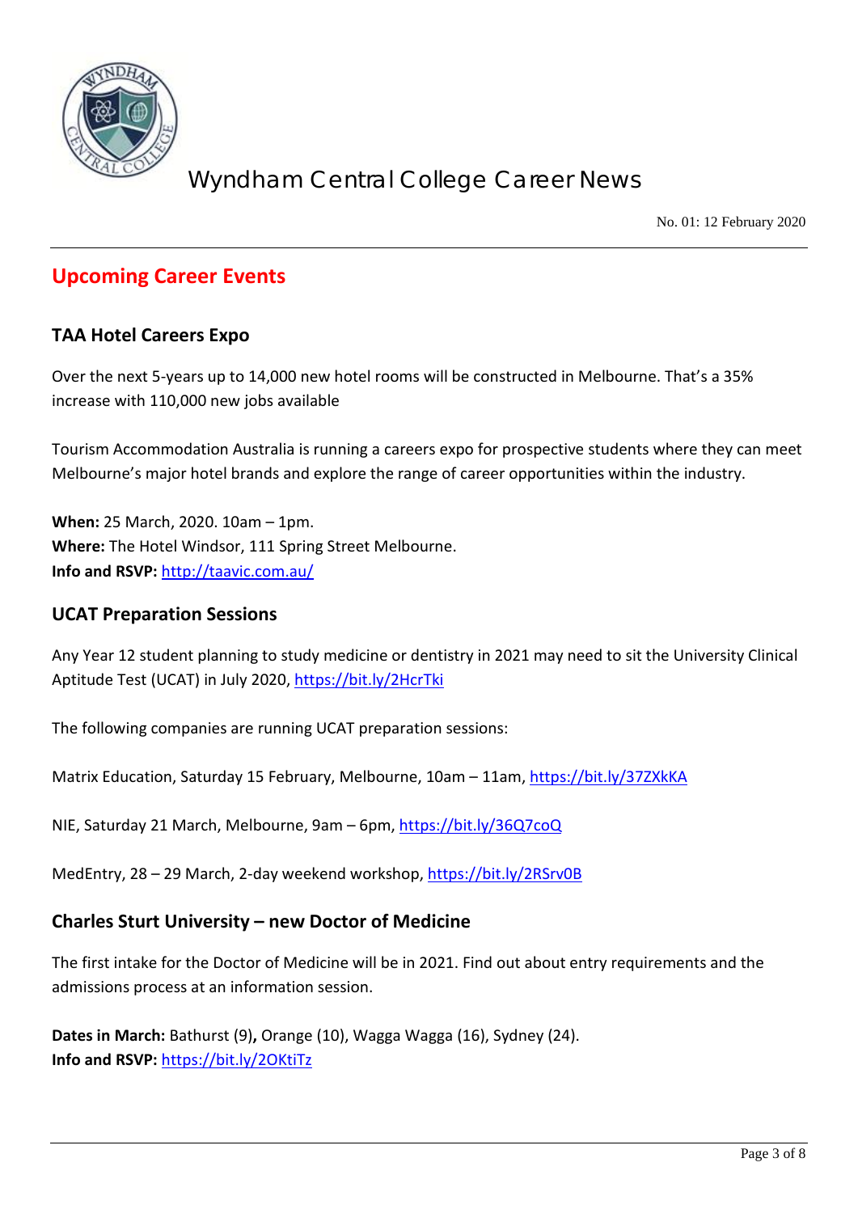## Upcoming Career Events

### TAA Hotel Careers Expo

Over the next 5-years up to 14,000 new hotel rooms will be constructed in Melbourne. That's a 35% increase with 110,000 new jobs available

Tourism Accommodation Australia is running a careers expo for prospective students where they can meet Melbourne's major hotel brands and explore the range of career opportunities within the industry.

**When:** 25 March, 2020. 10am – 1pm.
**Where:** The Hotel Windsor, 111 Spring Street Melbourne.
**Info and RSVP:** http://taavic.com.au/

### UCAT Preparation Sessions

Any Year 12 student planning to study medicine or dentistry in 2021 may need to sit the University Clinical Aptitude Test (UCAT) in July 2020, https://bit.ly/2HcrTki

The following companies are running UCAT preparation sessions:

Matrix Education, Saturday 15 February, Melbourne, 10am – 11am, https://bit.ly/37ZXkKA

NIE, Saturday 21 March, Melbourne, 9am – 6pm, https://bit.ly/36Q7coQ

MedEntry, 28 – 29 March, 2-day weekend workshop, https://bit.ly/2RSrv0B

### Charles Sturt University – new Doctor of Medicine

The first intake for the Doctor of Medicine will be in 2021. Find out about entry requirements and the admissions process at an information session.

**Dates in March:** Bathurst (9)**,** Orange (10), Wagga Wagga (16), Sydney (24).
**Info and RSVP:** https://bit.ly/2OKtiTz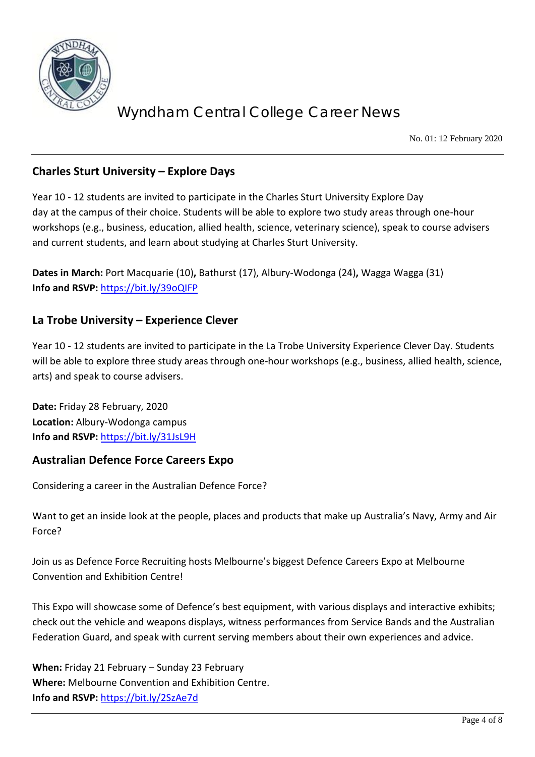## Charles Sturt University – Explore Days

Year 10 - 12 students are invited to participate in the Charles Sturt University Explore Day day at the campus of their choice. Students will be able to explore two study areas through one-hour workshops (e.g., business, education, allied health, science, veterinary science), speak to course advisers and current students, and learn about studying at Charles Sturt University.

**Dates in March:** Port Macquarie (10)**,** Bathurst (17), Albury-Wodonga (24)**,** Wagga Wagga (31)
**Info and RSVP:** https://bit.ly/39oQIFP

## La Trobe University – Experience Clever

Year 10 - 12 students are invited to participate in the La Trobe University Experience Clever Day. Students will be able to explore three study areas through one-hour workshops (e.g., business, allied health, science, arts) and speak to course advisers.

**Date:** Friday 28 February, 2020
**Location:** Albury-Wodonga campus
**Info and RSVP:** https://bit.ly/31JsL9H

## Australian Defence Force Careers Expo

Considering a career in the Australian Defence Force?

Want to get an inside look at the people, places and products that make up Australia's Navy, Army and Air Force?

Join us as Defence Force Recruiting hosts Melbourne's biggest Defence Careers Expo at Melbourne Convention and Exhibition Centre!

This Expo will showcase some of Defence's best equipment, with various displays and interactive exhibits; check out the vehicle and weapons displays, witness performances from Service Bands and the Australian Federation Guard, and speak with current serving members about their own experiences and advice.

**When:** Friday 21 February – Sunday 23 February
**Where:** Melbourne Convention and Exhibition Centre.
**Info and RSVP:** https://bit.ly/2SzAe7d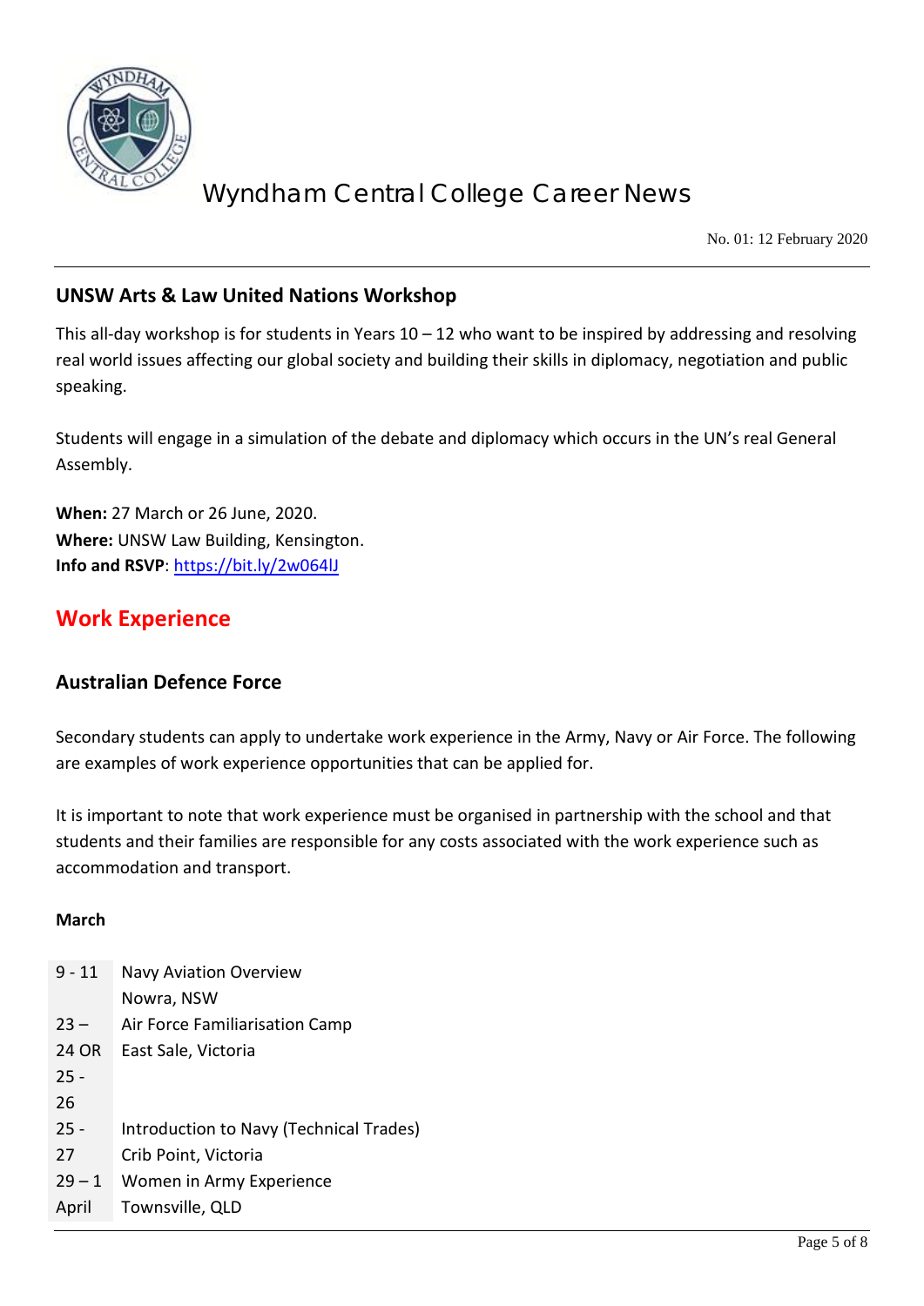## UNSW Arts & Law United Nations Workshop

This all-day workshop is for students in Years 10 – 12 who want to be inspired by addressing and resolving real world issues affecting our global society and building their skills in diplomacy, negotiation and public speaking.

Students will engage in a simulation of the debate and diplomacy which occurs in the UN's real General Assembly.

**When:** 27 March or 26 June, 2020.
**Where:** UNSW Law Building, Kensington.
**Info and RSVP**: https://bit.ly/2w064lJ

# Work Experience

## Australian Defence Force

Secondary students can apply to undertake work experience in the Army, Navy or Air Force. The following are examples of work experience opportunities that can be applied for.

It is important to note that work experience must be organised in partnership with the school and that students and their families are responsible for any costs associated with the work experience such as accommodation and transport.

**March**

| | |
|---|---|
| 9 - 11 | Navy Aviation Overview<br>Nowra, NSW |
| 23 – 24 OR 25 - 26 | Air Force Familiarisation Camp<br>East Sale, Victoria |
| 25 - 27 | Introduction to Navy (Technical Trades)<br>Crib Point, Victoria |
| 29 – 1 April | Women in Army Experience<br>Townsville, QLD |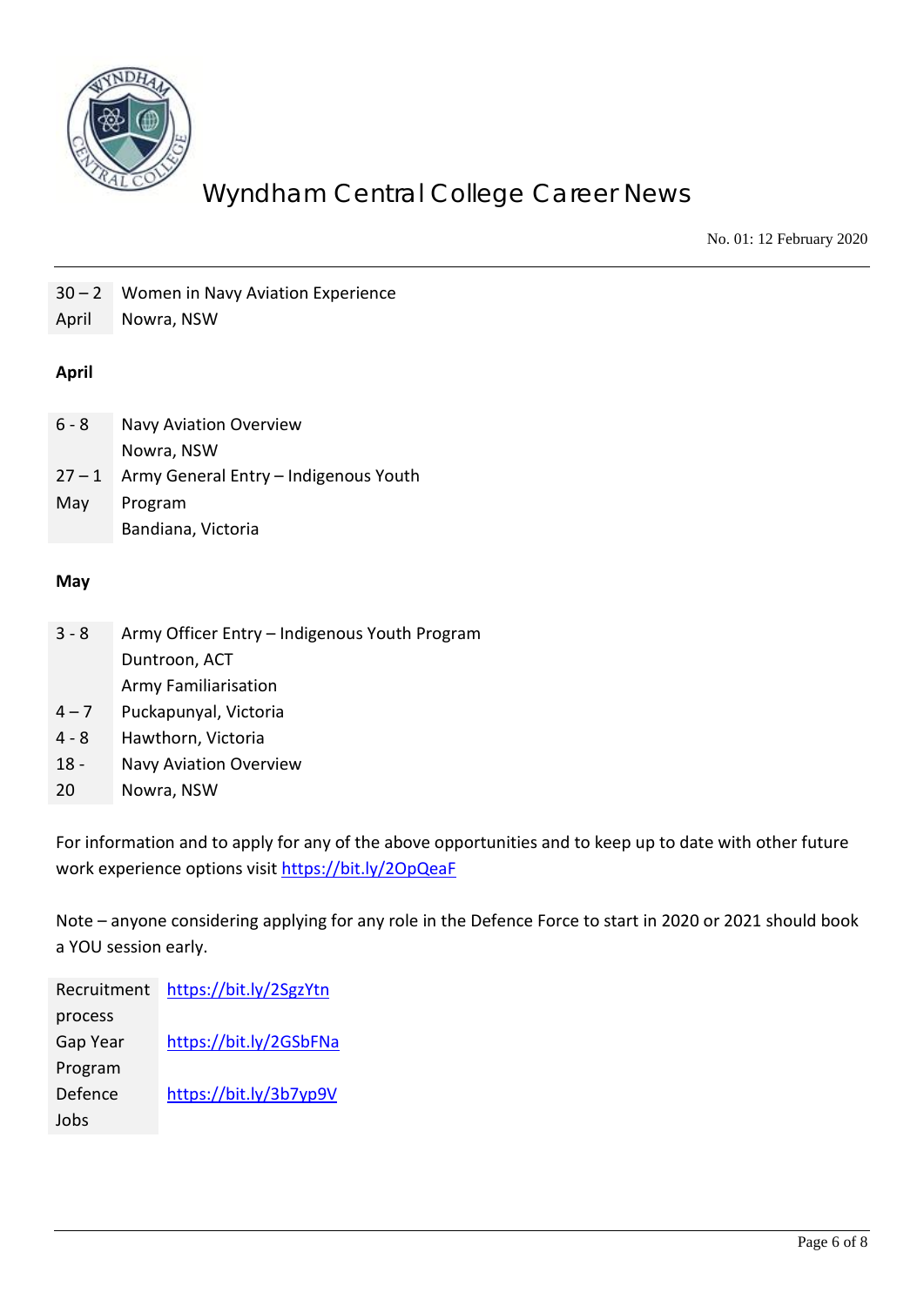| | |
|---|---|
| 30 – 2 April | Women in Navy Aviation Experience<br>Nowra, NSW |

**April**

| | |
|---|---|
| 6 - 8 | Navy Aviation Overview<br>Nowra, NSW |
| 27 – 1 May | Army General Entry – Indigenous Youth Program<br>Bandiana, Victoria |

**May**

| | |
|---|---|
| 3 - 8 | Army Officer Entry – Indigenous Youth Program<br>Duntroon, ACT |
| | Army Familiarisation |
| 4 – 7 | Puckapunyal, Victoria |
| 4 - 8 | Hawthorn, Victoria |
| 18 - 20 | Navy Aviation Overview<br>Nowra, NSW |

For information and to apply for any of the above opportunities and to keep up to date with other future work experience options visit https://bit.ly/2OpQeaF

Note – anyone considering applying for any role in the Defence Force to start in 2020 or 2021 should book a YOU session early.

| | |
|---|---|
| Recruitment process | https://bit.ly/2SgzYtn |
| Gap Year Program | https://bit.ly/2GSbFNa |
| Defence Jobs | https://bit.ly/3b7yp9V |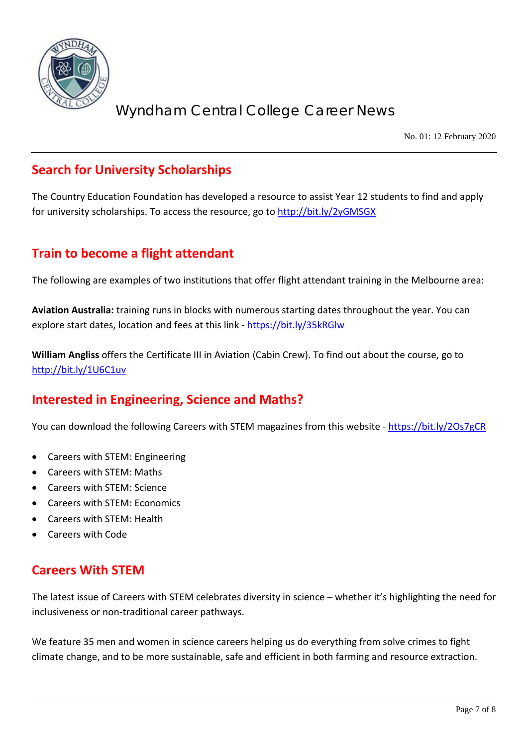## Search for University Scholarships

The Country Education Foundation has developed a resource to assist Year 12 students to find and apply for university scholarships. To access the resource, go to http://bit.ly/2yGMSGX

## Train to become a flight attendant

The following are examples of two institutions that offer flight attendant training in the Melbourne area:

**Aviation Australia:** training runs in blocks with numerous starting dates throughout the year. You can explore start dates, location and fees at this link - https://bit.ly/35kRGlw

**William Angliss** offers the Certificate III in Aviation (Cabin Crew). To find out about the course, go to http://bit.ly/1U6C1uv

## Interested in Engineering, Science and Maths?

You can download the following Careers with STEM magazines from this website - https://bit.ly/2Os7gCR

- Careers with STEM: Engineering
- Careers with STEM: Maths
- Careers with STEM: Science
- Careers with STEM: Economics
- Careers with STEM: Health
- Careers with Code

## Careers With STEM

The latest issue of Careers with STEM celebrates diversity in science – whether it's highlighting the need for inclusiveness or non-traditional career pathways.

We feature 35 men and women in science careers helping us do everything from solve crimes to fight climate change, and to be more sustainable, safe and efficient in both farming and resource extraction.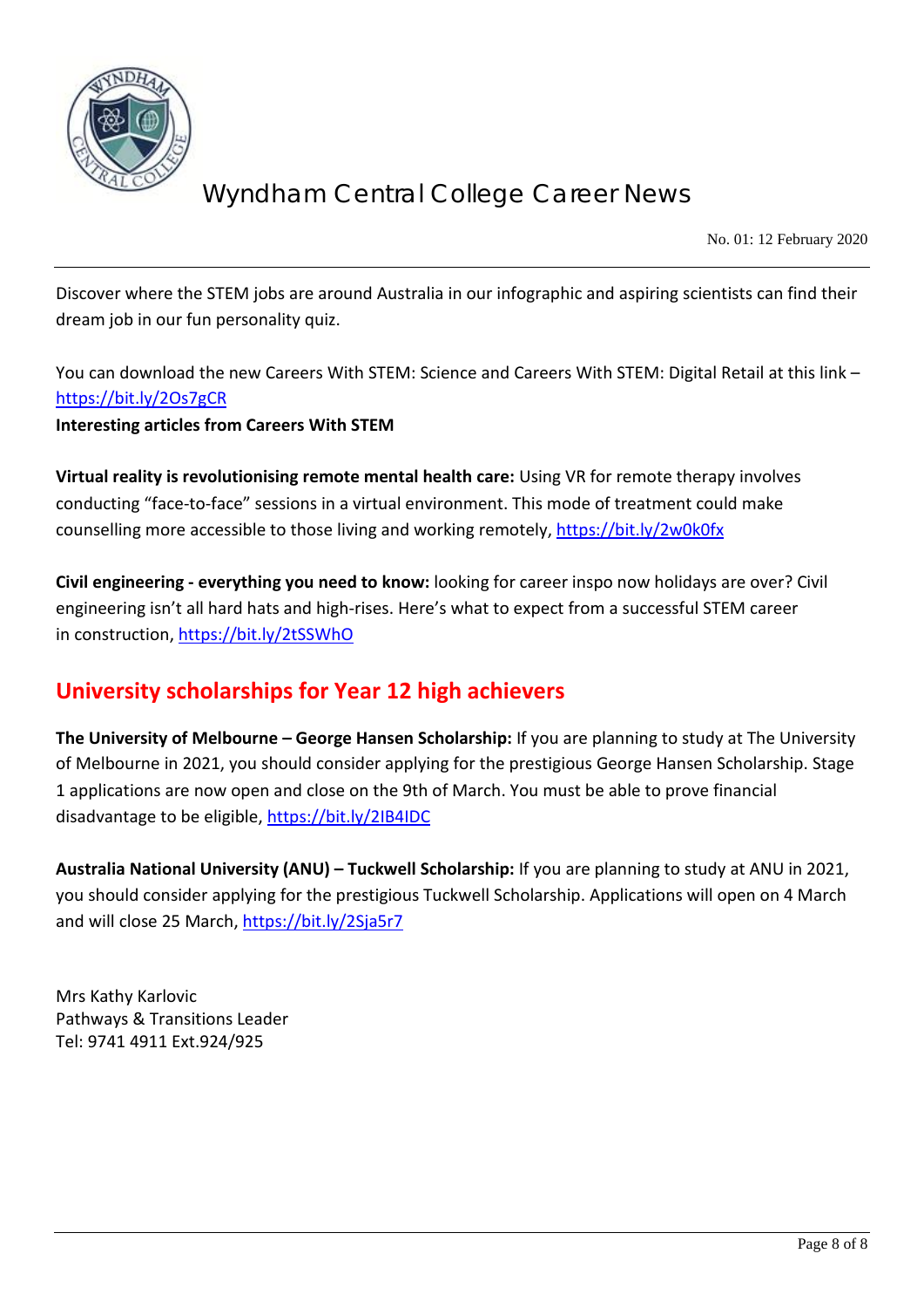Discover where the STEM jobs are around Australia in our infographic and aspiring scientists can find their dream job in our fun personality quiz.

You can download the new Careers With STEM: Science and Careers With STEM: Digital Retail at this link – https://bit.ly/2Os7gCR

**Interesting articles from Careers With STEM**

**Virtual reality is revolutionising remote mental health care:** Using VR for remote therapy involves conducting "face-to-face" sessions in a virtual environment. This mode of treatment could make counselling more accessible to those living and working remotely, https://bit.ly/2w0k0fx

**Civil engineering - everything you need to know:** looking for career inspo now holidays are over? Civil engineering isn't all hard hats and high-rises. Here's what to expect from a successful STEM career in construction, https://bit.ly/2tSSWhO

## University scholarships for Year 12 high achievers

**The University of Melbourne – George Hansen Scholarship:** If you are planning to study at The University of Melbourne in 2021, you should consider applying for the prestigious George Hansen Scholarship. Stage 1 applications are now open and close on the 9th of March. You must be able to prove financial disadvantage to be eligible, https://bit.ly/2IB4IDC

**Australia National University (ANU) – Tuckwell Scholarship:** If you are planning to study at ANU in 2021, you should consider applying for the prestigious Tuckwell Scholarship. Applications will open on 4 March and will close 25 March, https://bit.ly/2Sja5r7

Mrs Kathy Karlovic
Pathways & Transitions Leader
Tel: 9741 4911 Ext.924/925